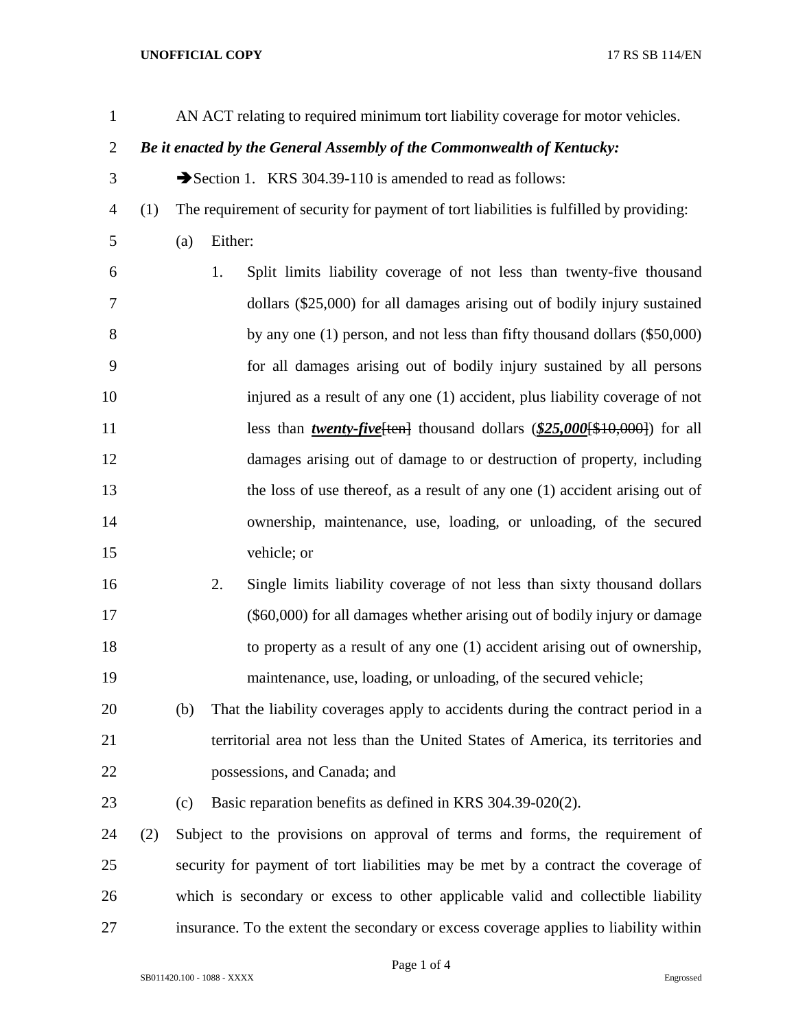AN ACT relating to required minimum tort liability coverage for motor vehicles.

***Be it enacted by the General Assembly of the Commonwealth of Kentucky:***

➔Section 1. KRS 304.39-110 is amended to read as follows:

(1) The requirement of security for payment of tort liabilities is fulfilled by providing:

(a) Either:

1. Split limits liability coverage of not less than twenty-five thousand dollars ($25,000) for all damages arising out of bodily injury sustained by any one (1) person, and not less than fifty thousand dollars ($50,000) for all damages arising out of bodily injury sustained by all persons injured as a result of any one (1) accident, plus liability coverage of not less than ***twenty-five***[~~ten~~] thousand dollars (***$25,000***[~~$10,000~~]) for all damages arising out of damage to or destruction of property, including the loss of use thereof, as a result of any one (1) accident arising out of ownership, maintenance, use, loading, or unloading, of the secured vehicle; or

2. Single limits liability coverage of not less than sixty thousand dollars ($60,000) for all damages whether arising out of bodily injury or damage to property as a result of any one (1) accident arising out of ownership, maintenance, use, loading, or unloading, of the secured vehicle;

(b) That the liability coverages apply to accidents during the contract period in a territorial area not less than the United States of America, its territories and possessions, and Canada; and

(c) Basic reparation benefits as defined in KRS 304.39-020(2).

(2) Subject to the provisions on approval of terms and forms, the requirement of security for payment of tort liabilities may be met by a contract the coverage of which is secondary or excess to other applicable valid and collectible liability insurance. To the extent the secondary or excess coverage applies to liability within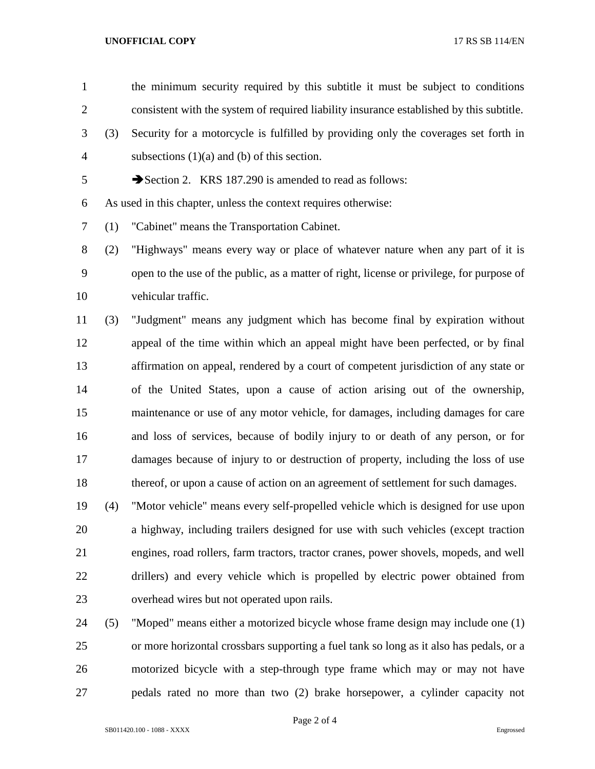the minimum security required by this subtitle it must be subject to conditions consistent with the system of required liability insurance established by this subtitle.

(3) Security for a motorcycle is fulfilled by providing only the coverages set forth in subsections (1)(a) and (b) of this section.

➔Section 2. KRS 187.290 is amended to read as follows:

As used in this chapter, unless the context requires otherwise:

(1) "Cabinet" means the Transportation Cabinet.

(2) "Highways" means every way or place of whatever nature when any part of it is open to the use of the public, as a matter of right, license or privilege, for purpose of vehicular traffic.

(3) "Judgment" means any judgment which has become final by expiration without appeal of the time within which an appeal might have been perfected, or by final affirmation on appeal, rendered by a court of competent jurisdiction of any state or of the United States, upon a cause of action arising out of the ownership, maintenance or use of any motor vehicle, for damages, including damages for care and loss of services, because of bodily injury to or death of any person, or for damages because of injury to or destruction of property, including the loss of use thereof, or upon a cause of action on an agreement of settlement for such damages.

(4) "Motor vehicle" means every self-propelled vehicle which is designed for use upon a highway, including trailers designed for use with such vehicles (except traction engines, road rollers, farm tractors, tractor cranes, power shovels, mopeds, and well drillers) and every vehicle which is propelled by electric power obtained from overhead wires but not operated upon rails.

(5) "Moped" means either a motorized bicycle whose frame design may include one (1) or more horizontal crossbars supporting a fuel tank so long as it also has pedals, or a motorized bicycle with a step-through type frame which may or may not have pedals rated no more than two (2) brake horsepower, a cylinder capacity not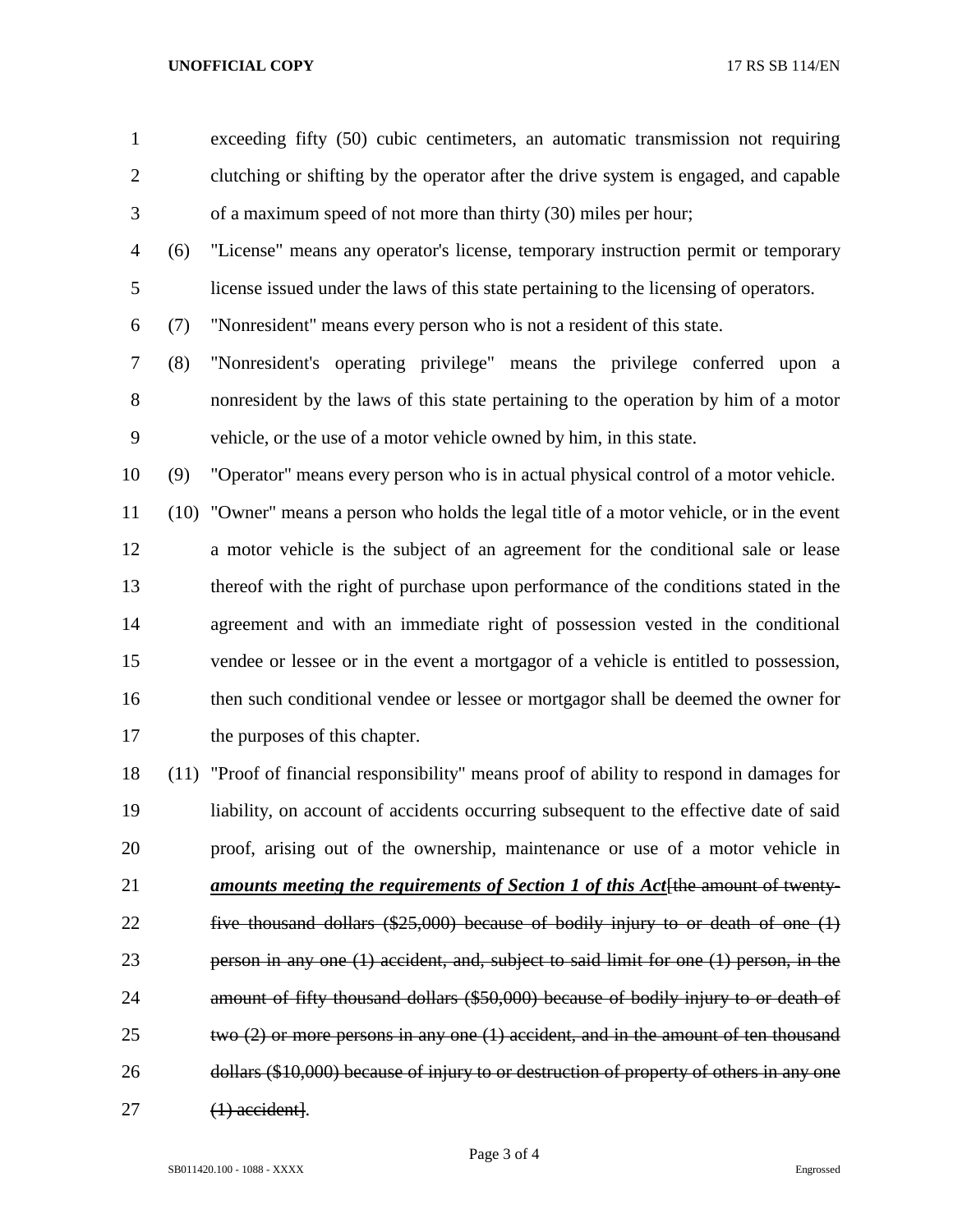exceeding fifty (50) cubic centimeters, an automatic transmission not requiring clutching or shifting by the operator after the drive system is engaged, and capable of a maximum speed of not more than thirty (30) miles per hour;

(6) "License" means any operator's license, temporary instruction permit or temporary license issued under the laws of this state pertaining to the licensing of operators.

(7) "Nonresident" means every person who is not a resident of this state.

(8) "Nonresident's operating privilege" means the privilege conferred upon a nonresident by the laws of this state pertaining to the operation by him of a motor vehicle, or the use of a motor vehicle owned by him, in this state.

(9) "Operator" means every person who is in actual physical control of a motor vehicle.

(10) "Owner" means a person who holds the legal title of a motor vehicle, or in the event a motor vehicle is the subject of an agreement for the conditional sale or lease thereof with the right of purchase upon performance of the conditions stated in the agreement and with an immediate right of possession vested in the conditional vendee or lessee or in the event a mortgagor of a vehicle is entitled to possession, then such conditional vendee or lessee or mortgagor shall be deemed the owner for the purposes of this chapter.

(11) "Proof of financial responsibility" means proof of ability to respond in damages for liability, on account of accidents occurring subsequent to the effective date of said proof, arising out of the ownership, maintenance or use of a motor vehicle in ***amounts meeting the requirements of Section 1 of this Act***[~~the amount of twenty-five thousand dollars ($25,000) because of bodily injury to or death of one (1) person in any one (1) accident, and, subject to said limit for one (1) person, in the amount of fifty thousand dollars ($50,000) because of bodily injury to or death of two (2) or more persons in any one (1) accident, and in the amount of ten thousand dollars ($10,000) because of injury to or destruction of property of others in any one (1) accident~~].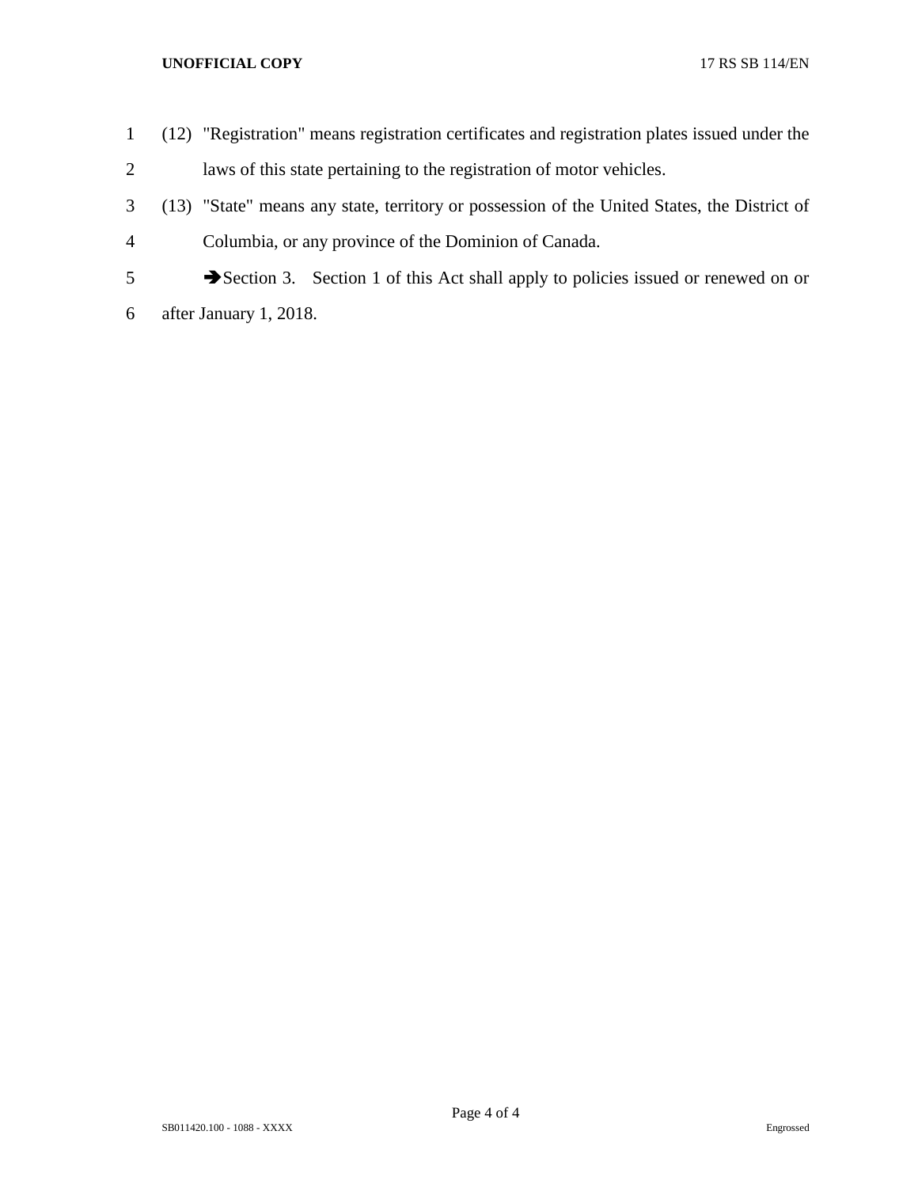(12) "Registration" means registration certificates and registration plates issued under the laws of this state pertaining to the registration of motor vehicles.

(13) "State" means any state, territory or possession of the United States, the District of Columbia, or any province of the Dominion of Canada.

➔Section 3. Section 1 of this Act shall apply to policies issued or renewed on or after January 1, 2018.